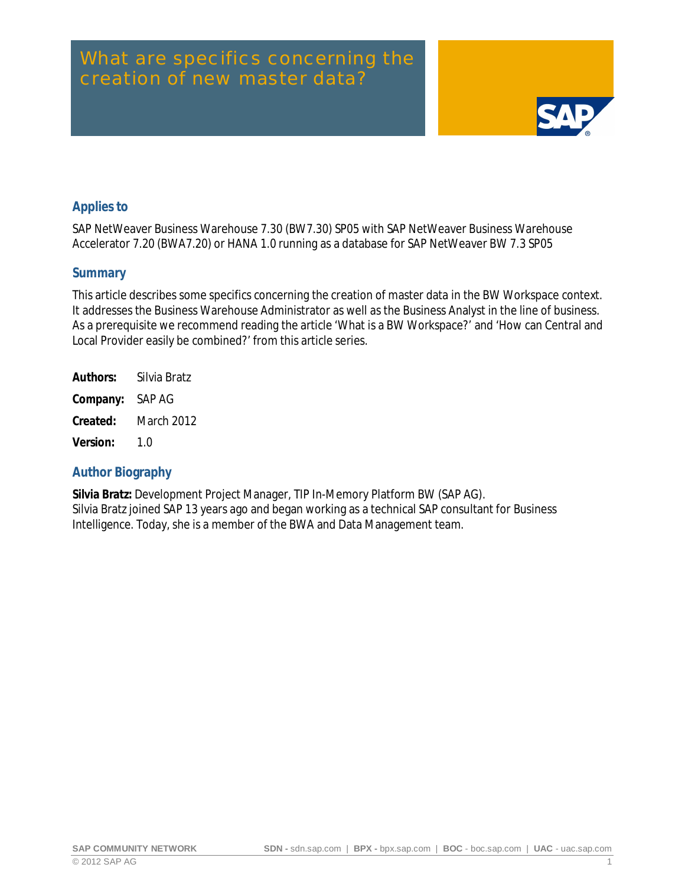# What are specifics concerning the creation of new master data?

## Applies to

SAP NetWeaver Business Warehouse 7.30 (BW7.30) SP05 with SAP NetWeaver Business Warehouse Accelerator 7.20 (BWA7.20) or HANA 1.0 running as a database for SAP NetWeaver BW 7.3 SP05

## Summary

This article describes some specifics concerning the creation of master data in the BW Workspace context. It addresses the Business Warehouse Administrator as well as the Business Analyst in the line of business. As a prerequisite we recommend reading the article 'What is a BW Workspace?' and 'How can Central and Local Provider easily be combined?' from this article series.

**Authors:** Silvia Bratz

**Company:** SAP AG

**Created:** March 2012

**Version:** 1.0

## Author Biography

**Silvia Bratz:** Development Project Manager, TIP In-Memory Platform BW (SAP AG).
Silvia Bratz joined SAP 13 years ago and began working as a technical SAP consultant for Business Intelligence. Today, she is a member of the BWA and Data Management team.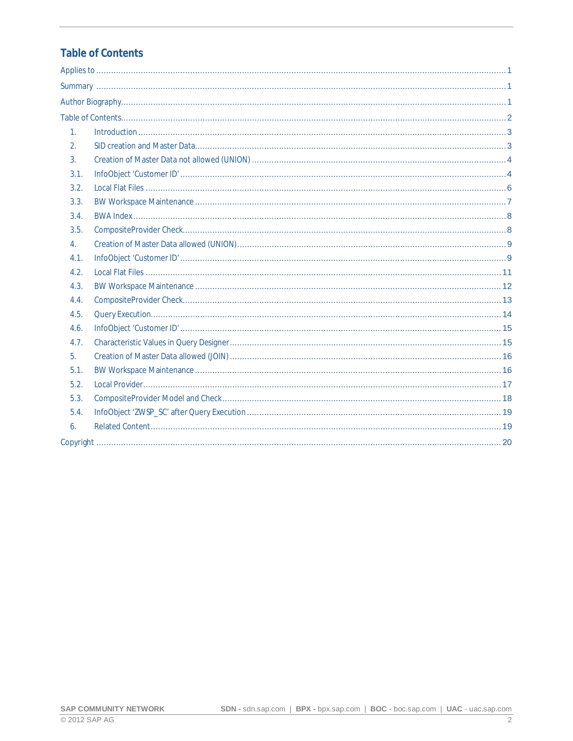# Table of Contents

Applies to ................................................................................................................................................................ 1

Summary ................................................................................................................................................................ 1

Author Biography ..................................................................................................................................................... 1

Table of Contents ..................................................................................................................................................... 2

1. Introduction ......................................................................................................................................................... 3
2. SID creation and Master Data ............................................................................................................................. 3
3. Creation of Master Data not allowed (UNION) ..................................................................................................... 4
   - 3.1. InfoObject 'Customer ID' ............................................................................................................................. 4
   - 3.2. Local Flat Files ............................................................................................................................................ 6
   - 3.3. BW Workspace Maintenance ...................................................................................................................... 7
   - 3.4. BWA Index .................................................................................................................................................. 8
   - 3.5. CompositeProvider Check ........................................................................................................................... 8
4. Creation of Master Data allowed (UNION) ............................................................................................................ 9
   - 4.1. InfoObject 'Customer ID' ............................................................................................................................. 9
   - 4.2. Local Flat Files .......................................................................................................................................... 11
   - 4.3. BW Workspace Maintenance .................................................................................................................... 12
   - 4.4. CompositeProvider Check ......................................................................................................................... 13
   - 4.5. Query Execution ........................................................................................................................................ 14
   - 4.6. InfoObject 'Customer ID' ........................................................................................................................... 15
   - 4.7. Characteristic Values in Query Designer ................................................................................................... 15
5. Creation of Master Data allowed (JOIN) ............................................................................................................. 16
   - 5.1. BW Workspace Maintenance .................................................................................................................... 16
   - 5.2. Local Provider ............................................................................................................................................ 17
   - 5.3. CompositeProvider Model and Check ........................................................................................................ 18
   - 5.4. InfoObject 'ZWSP_SC' after Query Execution ........................................................................................... 19
6. Related Content ................................................................................................................................................. 19

Copyright ............................................................................................................................................................... 20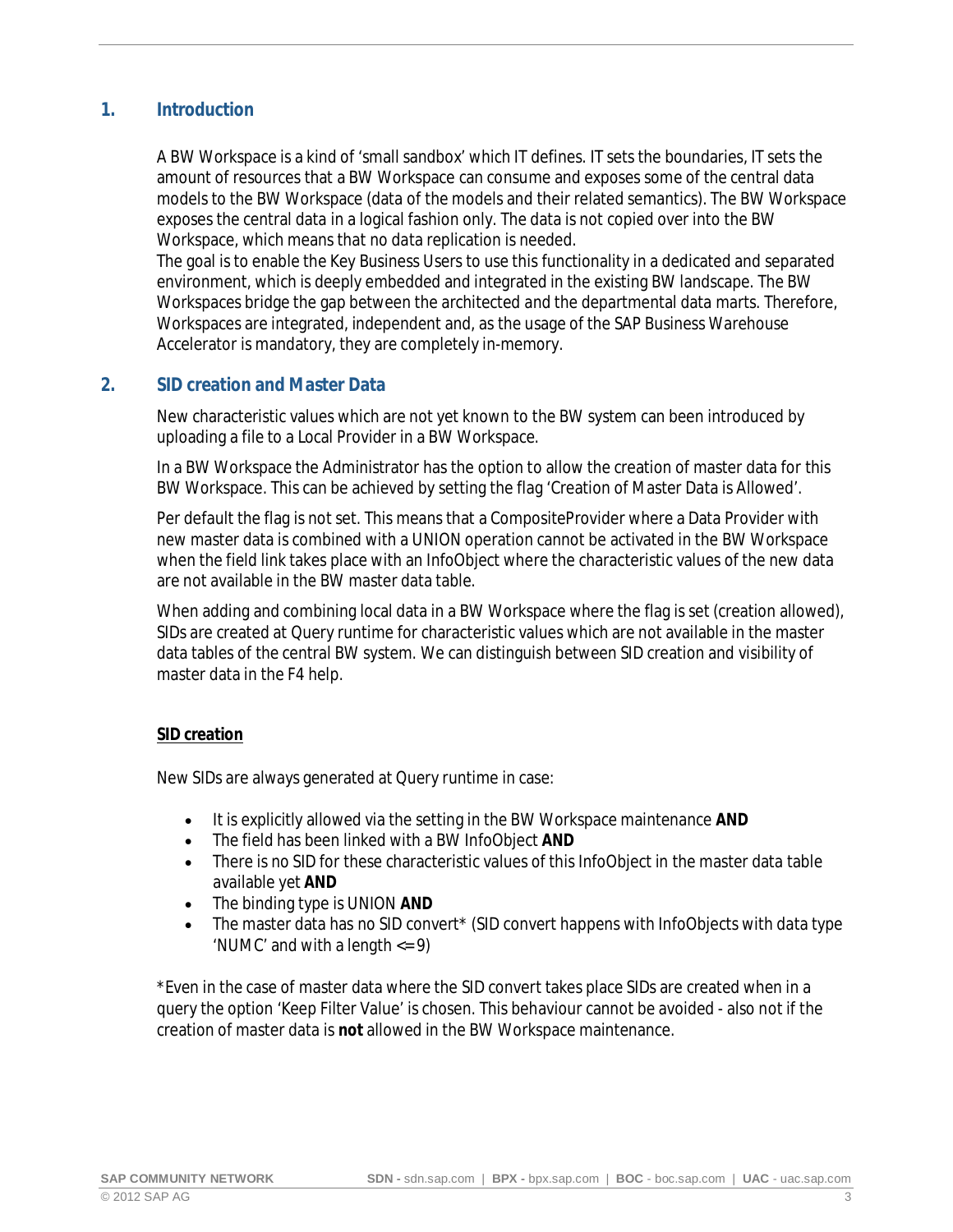## 1. Introduction

A BW Workspace is a kind of 'small sandbox' which IT defines. IT sets the boundaries, IT sets the amount of resources that a BW Workspace can consume and exposes some of the central data models to the BW Workspace (data of the models and their related semantics). The BW Workspace exposes the central data in a logical fashion only. The data is not copied over into the BW Workspace, which means that no data replication is needed.
The goal is to enable the Key Business Users to use this functionality in a dedicated and separated environment, which is deeply embedded and integrated in the existing BW landscape. The BW Workspaces bridge the gap between the architected and the departmental data marts. Therefore, Workspaces are integrated, independent and, as the usage of the SAP Business Warehouse Accelerator is mandatory, they are completely in-memory.

## 2. SID creation and Master Data

New characteristic values which are not yet known to the BW system can been introduced by uploading a file to a Local Provider in a BW Workspace.

In a BW Workspace the Administrator has the option to allow the creation of master data for this BW Workspace. This can be achieved by setting the flag 'Creation of Master Data is Allowed'.

Per default the flag is not set. This means that a CompositeProvider where a Data Provider with new master data is combined with a UNION operation cannot be activated in the BW Workspace when the field link takes place with an InfoObject where the characteristic values of the new data are not available in the BW master data table.

When adding and combining local data in a BW Workspace where the flag is set (creation allowed), SIDs are created at Query runtime for characteristic values which are not available in the master data tables of the central BW system. We can distinguish between SID creation and visibility of master data in the F4 help.

**SID creation**

New SIDs are always generated at Query runtime in case:

- It is explicitly allowed via the setting in the BW Workspace maintenance **AND**
- The field has been linked with a BW InfoObject **AND**
- There is no SID for these characteristic values of this InfoObject in the master data table available yet **AND**
- The binding type is UNION **AND**
- The master data has no SID convert* (SID convert happens with InfoObjects with data type 'NUMC' and with a length <= 9)

*Even in the case of master data where the SID convert takes place SIDs are created when in a query the option 'Keep Filter Value' is chosen. This behaviour cannot be avoided - also not if the creation of master data is **not** allowed in the BW Workspace maintenance.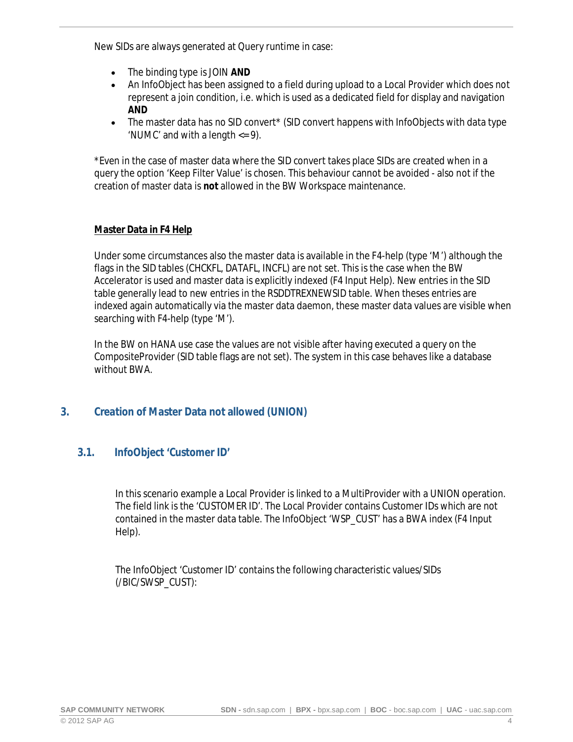New SIDs are always generated at Query runtime in case:

- The binding type is JOIN **AND**
- An InfoObject has been assigned to a field during upload to a Local Provider which does not represent a join condition, i.e. which is used as a dedicated field for display and navigation **AND**
- The master data has no SID convert* (SID convert happens with InfoObjects with data type 'NUMC' and with a length <= 9).

*Even in the case of master data where the SID convert takes place SIDs are created when in a query the option 'Keep Filter Value' is chosen. This behaviour cannot be avoided - also not if the creation of master data is **not** allowed in the BW Workspace maintenance.

**Master Data in F4 Help**

Under some circumstances also the master data is available in the F4-help (type 'M') although the flags in the SID tables (CHCKFL, DATAFL, INCFL) are not set. This is the case when the BW Accelerator is used and master data is explicitly indexed (F4 Input Help). New entries in the SID table generally lead to new entries in the RSDDTREXNEWSID table. When theses entries are indexed again automatically via the master data daemon, these master data values are visible when searching with F4-help (type 'M').

In the BW on HANA use case the values are not visible after having executed a query on the CompositeProvider (SID table flags are not set). The system in this case behaves like a database without BWA.

## 3. Creation of Master Data not allowed (UNION)

### 3.1. InfoObject 'Customer ID'

In this scenario example a Local Provider is linked to a MultiProvider with a UNION operation. The field link is the 'CUSTOMER ID'. The Local Provider contains Customer IDs which are not contained in the master data table. The InfoObject 'WSP_CUST' has a BWA index (F4 Input Help).

The InfoObject 'Customer ID' contains the following characteristic values/SIDs (/BIC/SWSP_CUST):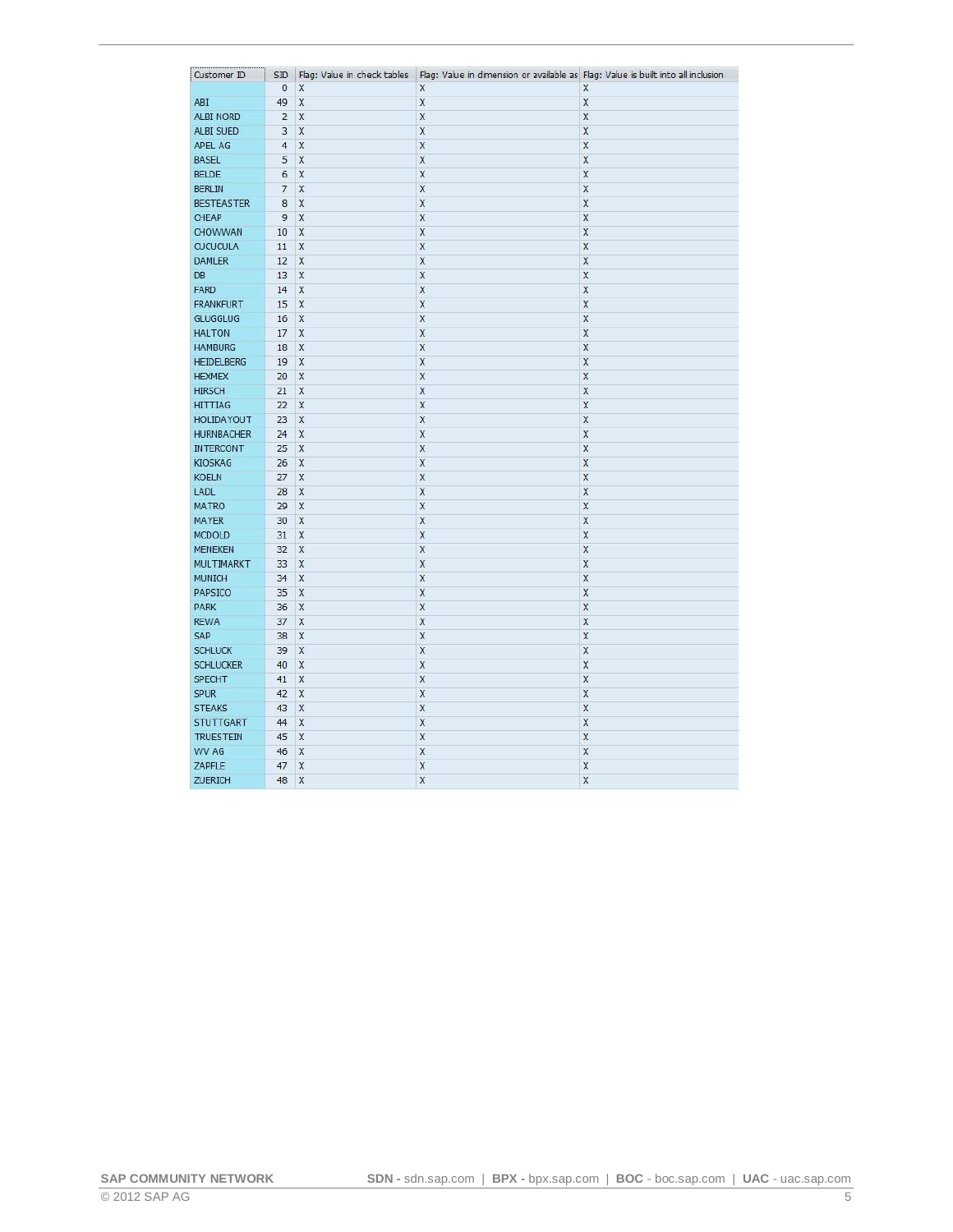| Customer ID | SID | Flag: Value in check tables | Flag: Value in dimension or available as | Flag: Value is built into all inclusion |
|---|---|---|---|---|
| | 0 | X | X | X |
| ABI | 49 | X | X | X |
| ALBI NORD | 2 | X | X | X |
| ALBI SUED | 3 | X | X | X |
| APEL AG | 4 | X | X | X |
| BASEL | 5 | X | X | X |
| BELDE | 6 | X | X | X |
| BERLIN | 7 | X | X | X |
| BESTEASTER | 8 | X | X | X |
| CHEAP | 9 | X | X | X |
| CHOWWAN | 10 | X | X | X |
| CUCUCULA | 11 | X | X | X |
| DAMLER | 12 | X | X | X |
| DB | 13 | X | X | X |
| FARD | 14 | X | X | X |
| FRANKFURT | 15 | X | X | X |
| GLUGGLUG | 16 | X | X | X |
| HALTON | 17 | X | X | X |
| HAMBURG | 18 | X | X | X |
| HEIDELBERG | 19 | X | X | X |
| HEXMEX | 20 | X | X | X |
| HIRSCH | 21 | X | X | X |
| HITTIAG | 22 | X | X | X |
| HOLIDAYOUT | 23 | X | X | X |
| HURNBACHER | 24 | X | X | X |
| INTERCONT | 25 | X | X | X |
| KIOSKAG | 26 | X | X | X |
| KOELN | 27 | X | X | X |
| LADL | 28 | X | X | X |
| MATRO | 29 | X | X | X |
| MAYER | 30 | X | X | X |
| MCDOLD | 31 | X | X | X |
| MENEKEN | 32 | X | X | X |
| MULTIMARKT | 33 | X | X | X |
| MUNICH | 34 | X | X | X |
| PAPSICO | 35 | X | X | X |
| PARK | 36 | X | X | X |
| REWA | 37 | X | X | X |
| SAP | 38 | X | X | X |
| SCHLUCK | 39 | X | X | X |
| SCHLUCKER | 40 | X | X | X |
| SPECHT | 41 | X | X | X |
| SPUR | 42 | X | X | X |
| STEAKS | 43 | X | X | X |
| STUTTGART | 44 | X | X | X |
| TRUESTEIN | 45 | X | X | X |
| WV AG | 46 | X | X | X |
| ZAPFLE | 47 | X | X | X |
| ZUERICH | 48 | X | X | X |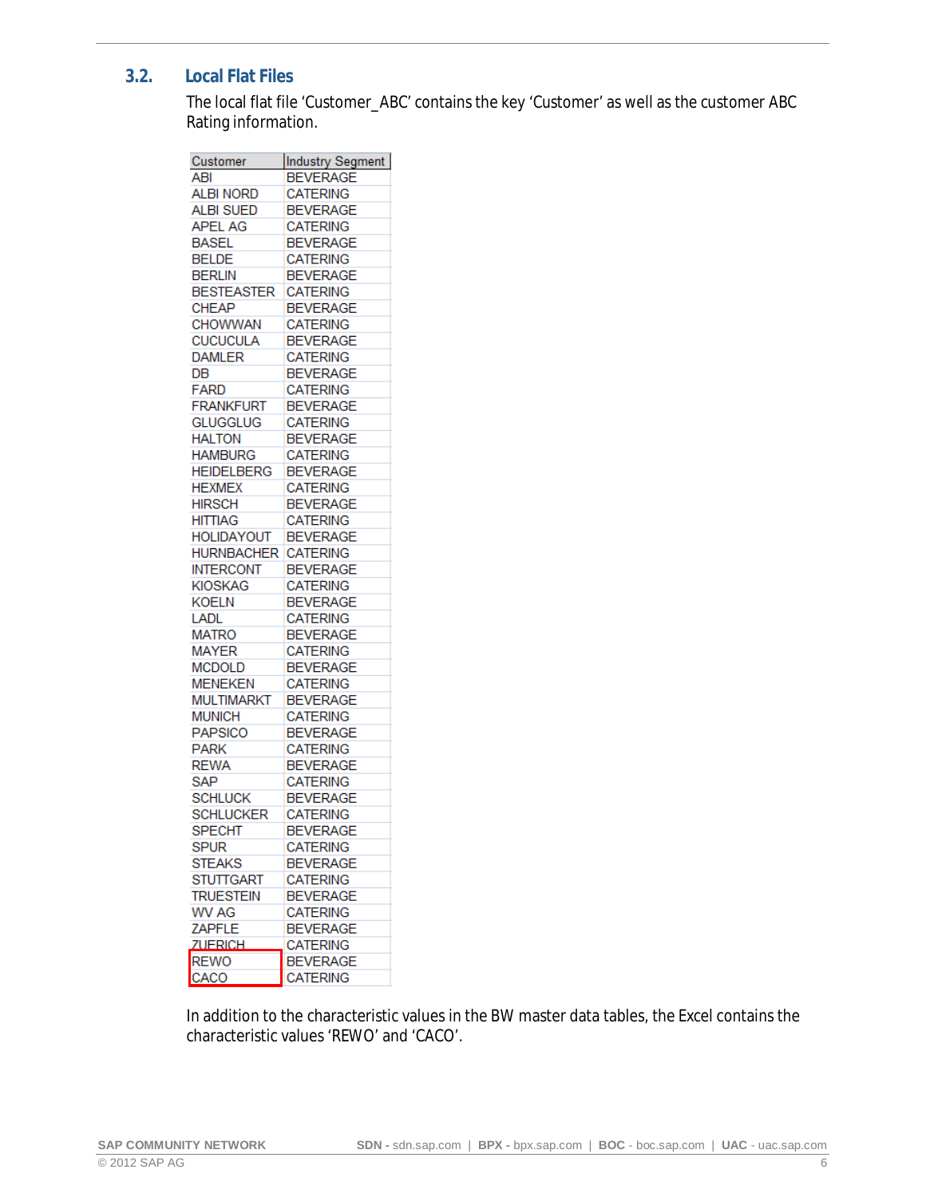## 3.2. Local Flat Files

The local flat file 'Customer_ABC' contains the key 'Customer' as well as the customer ABC Rating information.

| Customer | Industry Segment |
|---|---|
| ABI | BEVERAGE |
| ALBI NORD | CATERING |
| ALBI SUED | BEVERAGE |
| APEL AG | CATERING |
| BASEL | BEVERAGE |
| BELDE | CATERING |
| BERLIN | BEVERAGE |
| BESTEASTER | CATERING |
| CHEAP | BEVERAGE |
| CHOWWAN | CATERING |
| CUCUCULA | BEVERAGE |
| DAMLER | CATERING |
| DB | BEVERAGE |
| FARD | CATERING |
| FRANKFURT | BEVERAGE |
| GLUGGLUG | CATERING |
| HALTON | BEVERAGE |
| HAMBURG | CATERING |
| HEIDELBERG | BEVERAGE |
| HEXMEX | CATERING |
| HIRSCH | BEVERAGE |
| HITTIAG | CATERING |
| HOLIDAYOUT | BEVERAGE |
| HURNBACHER | CATERING |
| INTERCONT | BEVERAGE |
| KIOSKAG | CATERING |
| KOELN | BEVERAGE |
| LADL | CATERING |
| MATRO | BEVERAGE |
| MAYER | CATERING |
| MCDOLD | BEVERAGE |
| MENEKEN | CATERING |
| MULTIMARKT | BEVERAGE |
| MUNICH | CATERING |
| PAPSICO | BEVERAGE |
| PARK | CATERING |
| REWA | BEVERAGE |
| SAP | CATERING |
| SCHLUCK | BEVERAGE |
| SCHLUCKER | CATERING |
| SPECHT | BEVERAGE |
| SPUR | CATERING |
| STEAKS | BEVERAGE |
| STUTTGART | CATERING |
| TRUESTEIN | BEVERAGE |
| WV AG | CATERING |
| ZAPFLE | BEVERAGE |
| ZUERICH | CATERING |
| REWO | BEVERAGE |
| CACO | CATERING |

In addition to the characteristic values in the BW master data tables, the Excel contains the characteristic values 'REWO' and 'CACO'.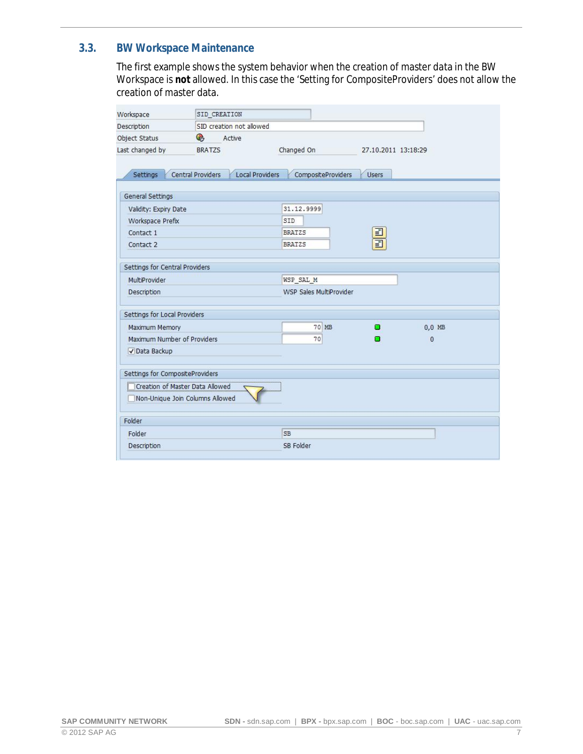### 3.3. BW Workspace Maintenance

The first example shows the system behavior when the creation of master data in the BW Workspace is **not** allowed. In this case the 'Setting for CompositeProviders' does not allow the creation of master data.

| Field | Value |
| --- | --- |
| Workspace | SID_CREATION |
| Description | SID creation not allowed |
| Object Status | Active |
| Last changed by | BRATZS |
| Changed On | 27.10.2011 13:18:29 |

Tabs: Settings | Central Providers | Local Providers | CompositeProviders | Users

**General Settings**

| Field | Value |
| --- | --- |
| Validity: Expiry Date | 31.12.9999 |
| Workspace Prefix | SID |
| Contact 1 | BRATZS |
| Contact 2 | BRATZS |

**Settings for Central Providers**

| Field | Value |
| --- | --- |
| MultiProvider | WSP_SAL_M |
| Description | WSP Sales MultiProvider |

**Settings for Local Providers**

| Field | Value | Current |
| --- | --- | --- |
| Maximum Memory | 70 MB | 0,0 MB |
| Maximum Number of Providers | 70 | 0 |
| ☑ Data Backup | | |

**Settings for CompositeProviders**

- ☐ Creation of Master Data Allowed
- ☐ Non-Unique Join Columns Allowed

**Folder**

| Field | Value |
| --- | --- |
| Folder | SB |
| Description | SB Folder |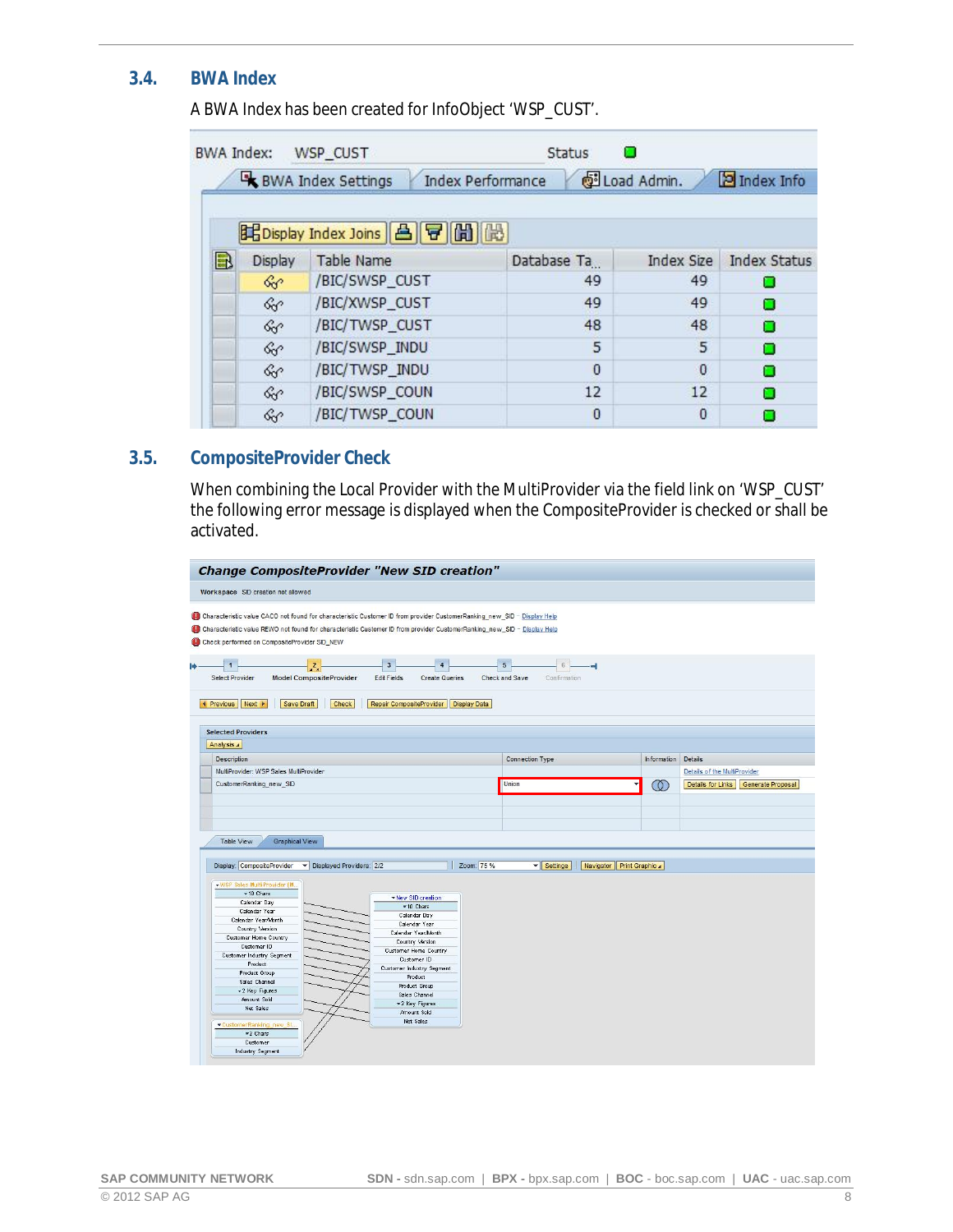### 3.4. BWA Index

A BWA Index has been created for InfoObject 'WSP_CUST'.

BWA Index: WSP_CUST Status

| Display | Table Name | Database Ta... | Index Size | Index Status |
|---|---|---|---|---|
| | /BIC/SWSP_CUST | 49 | 49 | |
| | /BIC/XWSP_CUST | 49 | 49 | |
| | /BIC/TWSP_CUST | 48 | 48 | |
| | /BIC/SWSP_INDU | 5 | 5 | |
| | /BIC/TWSP_INDU | 0 | 0 | |
| | /BIC/SWSP_COUN | 12 | 12 | |
| | /BIC/TWSP_COUN | 0 | 0 | |

### 3.5. CompositeProvider Check

When combining the Local Provider with the MultiProvider via the field link on 'WSP_CUST' the following error message is displayed when the CompositeProvider is checked or shall be activated.

**Change CompositeProvider "New SID creation"**

Workspace SID creation not allowed

- Characteristic value CACO not found for characteristic Customer ID from provider CustomerRanking_new_SID - Display Help
- Characteristic value REWO not found for characteristic Customer ID from provider CustomerRanking_new_SID - Display Help
- Check performed on CompositeProvider SID_NEW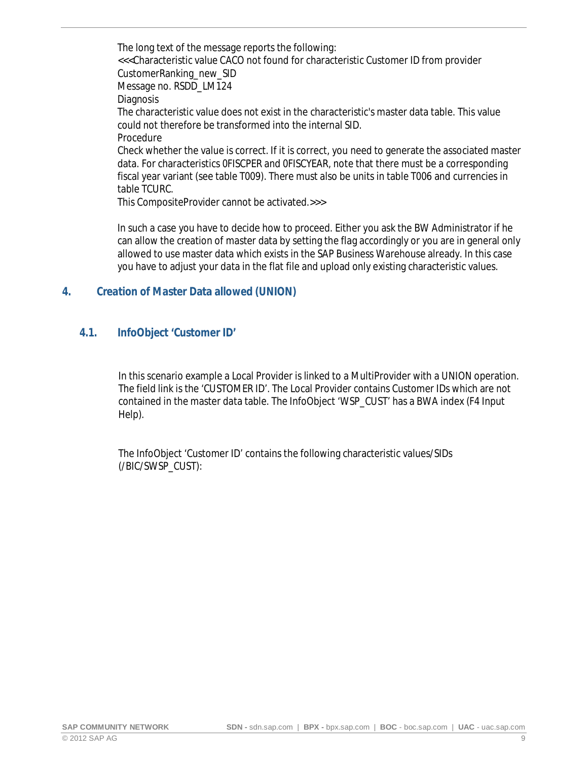The long text of the message reports the following:
<<<Characteristic value CACO not found for characteristic Customer ID from provider CustomerRanking_new_SID
Message no. RSDD_LM124
Diagnosis
The characteristic value does not exist in the characteristic's master data table. This value could not therefore be transformed into the internal SID.
Procedure
Check whether the value is correct. If it is correct, you need to generate the associated master data. For characteristics 0FISCPER and 0FISCYEAR, note that there must be a corresponding fiscal year variant (see table T009). There must also be units in table T006 and currencies in table TCURC.
This CompositeProvider cannot be activated.>>>

In such a case you have to decide how to proceed. Either you ask the BW Administrator if he can allow the creation of master data by setting the flag accordingly or you are in general only allowed to use master data which exists in the SAP Business Warehouse already. In this case you have to adjust your data in the flat file and upload only existing characteristic values.

## 4. Creation of Master Data allowed (UNION)

### 4.1. InfoObject 'Customer ID'

In this scenario example a Local Provider is linked to a MultiProvider with a UNION operation. The field link is the 'CUSTOMER ID'. The Local Provider contains Customer IDs which are not contained in the master data table. The InfoObject 'WSP_CUST' has a BWA index (F4 Input Help).

The InfoObject 'Customer ID' contains the following characteristic values/SIDs (/BIC/SWSP_CUST):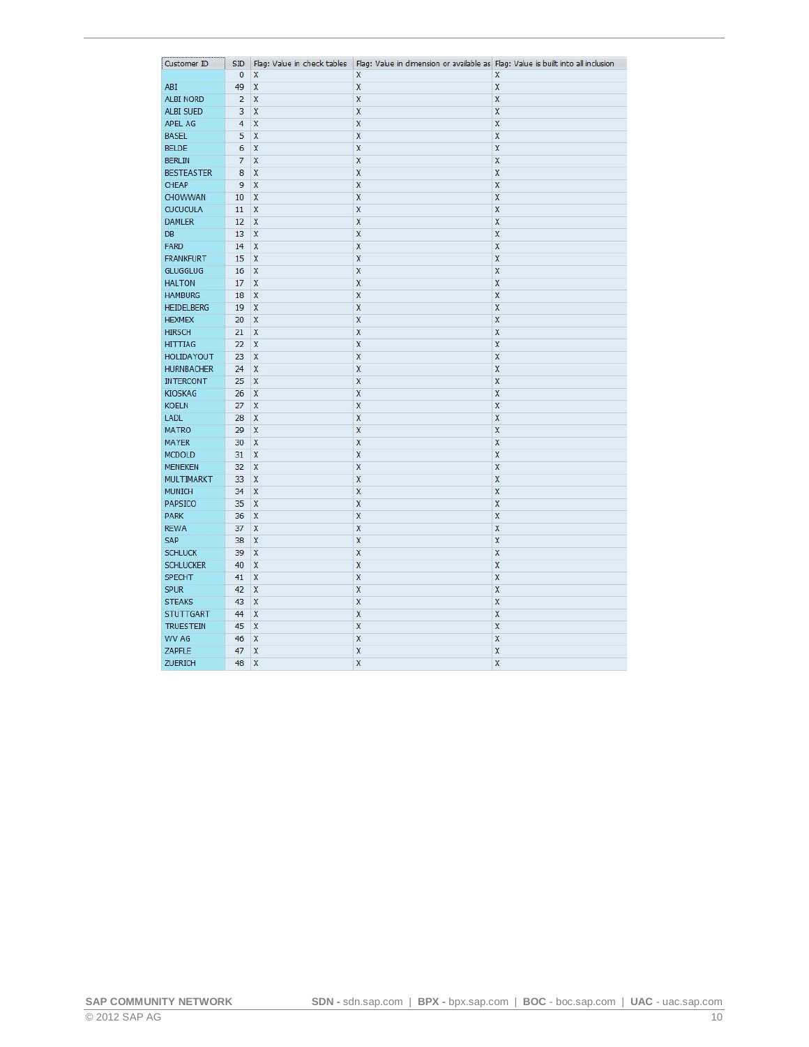| Customer ID | SID | Flag: Value in check tables | Flag: Value in dimension or available as | Flag: Value is built into all inclusion |
|---|---|---|---|---|
| | 0 | X | X | X |
| ABI | 49 | X | X | X |
| ALBI NORD | 2 | X | X | X |
| ALBI SUED | 3 | X | X | X |
| APEL AG | 4 | X | X | X |
| BASEL | 5 | X | X | X |
| BELDE | 6 | X | X | X |
| BERLIN | 7 | X | X | X |
| BESTEASTER | 8 | X | X | X |
| CHEAP | 9 | X | X | X |
| CHOWWAN | 10 | X | X | X |
| CUCUCULA | 11 | X | X | X |
| DAMLER | 12 | X | X | X |
| DB | 13 | X | X | X |
| FARD | 14 | X | X | X |
| FRANKFURT | 15 | X | X | X |
| GLUGGLUG | 16 | X | X | X |
| HALTON | 17 | X | X | X |
| HAMBURG | 18 | X | X | X |
| HEIDELBERG | 19 | X | X | X |
| HEXMEX | 20 | X | X | X |
| HIRSCH | 21 | X | X | X |
| HITTIAG | 22 | X | X | X |
| HOLIDAYOUT | 23 | X | X | X |
| HURNBACHER | 24 | X | X | X |
| INTERCONT | 25 | X | X | X |
| KIOSKAG | 26 | X | X | X |
| KOELN | 27 | X | X | X |
| LADL | 28 | X | X | X |
| MATRO | 29 | X | X | X |
| MAYER | 30 | X | X | X |
| MCDOLD | 31 | X | X | X |
| MENEKEN | 32 | X | X | X |
| MULTIMARKT | 33 | X | X | X |
| MUNICH | 34 | X | X | X |
| PAPSICO | 35 | X | X | X |
| PARK | 36 | X | X | X |
| REWA | 37 | X | X | X |
| SAP | 38 | X | X | X |
| SCHLUCK | 39 | X | X | X |
| SCHLUCKER | 40 | X | X | X |
| SPECHT | 41 | X | X | X |
| SPUR | 42 | X | X | X |
| STEAKS | 43 | X | X | X |
| STUTTGART | 44 | X | X | X |
| TRUESTEIN | 45 | X | X | X |
| WV AG | 46 | X | X | X |
| ZAPFLE | 47 | X | X | X |
| ZUERICH | 48 | X | X | X |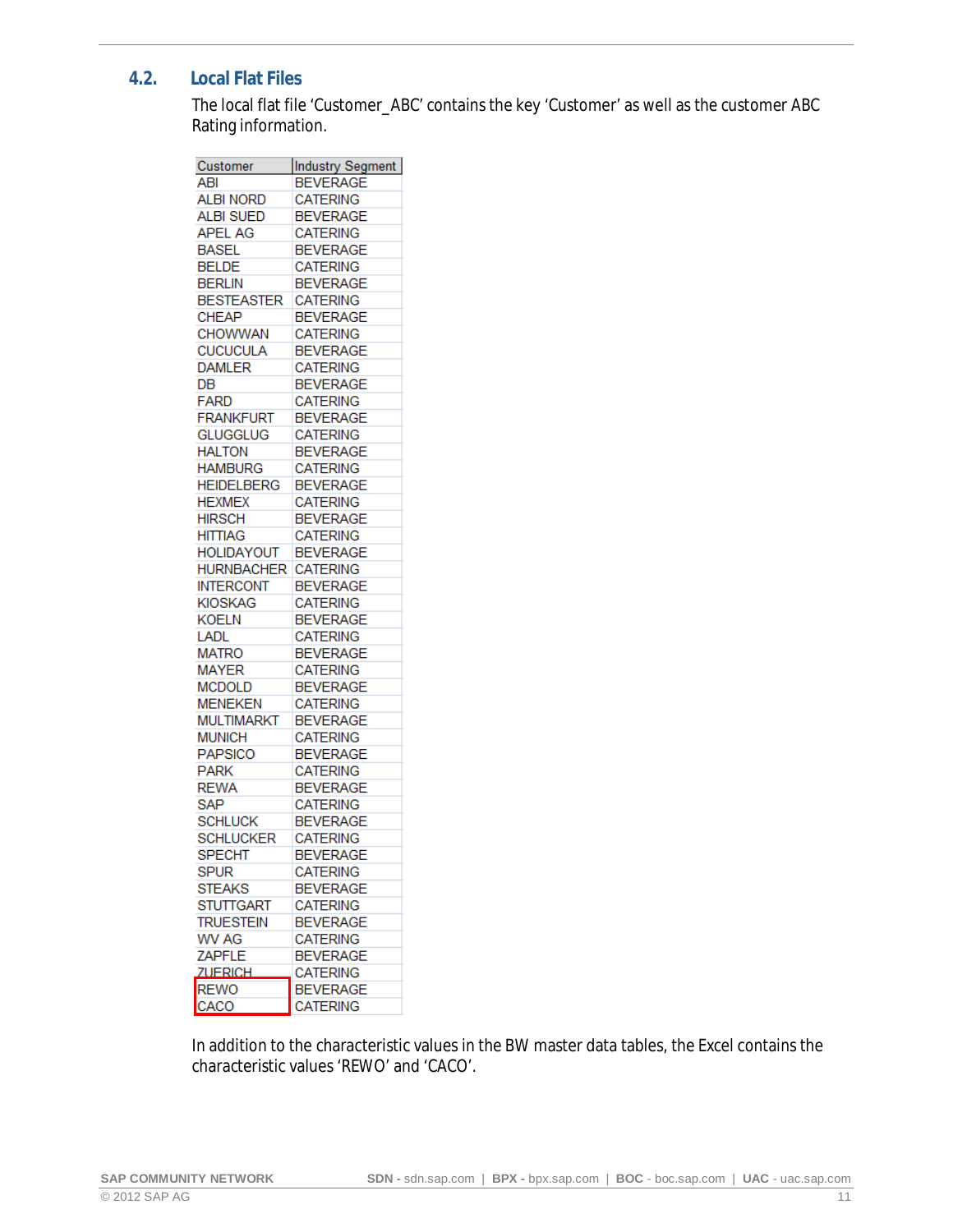## 4.2. Local Flat Files

The local flat file 'Customer_ABC' contains the key 'Customer' as well as the customer ABC Rating information.

| Customer | Industry Segment |
|---|---|
| ABI | BEVERAGE |
| ALBI NORD | CATERING |
| ALBI SUED | BEVERAGE |
| APEL AG | CATERING |
| BASEL | BEVERAGE |
| BELDE | CATERING |
| BERLIN | BEVERAGE |
| BESTEASTER | CATERING |
| CHEAP | BEVERAGE |
| CHOWWAN | CATERING |
| CUCUCULA | BEVERAGE |
| DAMLER | CATERING |
| DB | BEVERAGE |
| FARD | CATERING |
| FRANKFURT | BEVERAGE |
| GLUGGLUG | CATERING |
| HALTON | BEVERAGE |
| HAMBURG | CATERING |
| HEIDELBERG | BEVERAGE |
| HEXMEX | CATERING |
| HIRSCH | BEVERAGE |
| HITTIAG | CATERING |
| HOLIDAYOUT | BEVERAGE |
| HURNBACHER | CATERING |
| INTERCONT | BEVERAGE |
| KIOSKAG | CATERING |
| KOELN | BEVERAGE |
| LADL | CATERING |
| MATRO | BEVERAGE |
| MAYER | CATERING |
| MCDOLD | BEVERAGE |
| MENEKEN | CATERING |
| MULTIMARKT | BEVERAGE |
| MUNICH | CATERING |
| PAPSICO | BEVERAGE |
| PARK | CATERING |
| REWA | BEVERAGE |
| SAP | CATERING |
| SCHLUCK | BEVERAGE |
| SCHLUCKER | CATERING |
| SPECHT | BEVERAGE |
| SPUR | CATERING |
| STEAKS | BEVERAGE |
| STUTTGART | CATERING |
| TRUESTEIN | BEVERAGE |
| WV AG | CATERING |
| ZAPFLE | BEVERAGE |
| ZUERICH | CATERING |
| REWO | BEVERAGE |
| CACO | CATERING |

In addition to the characteristic values in the BW master data tables, the Excel contains the characteristic values 'REWO' and 'CACO'.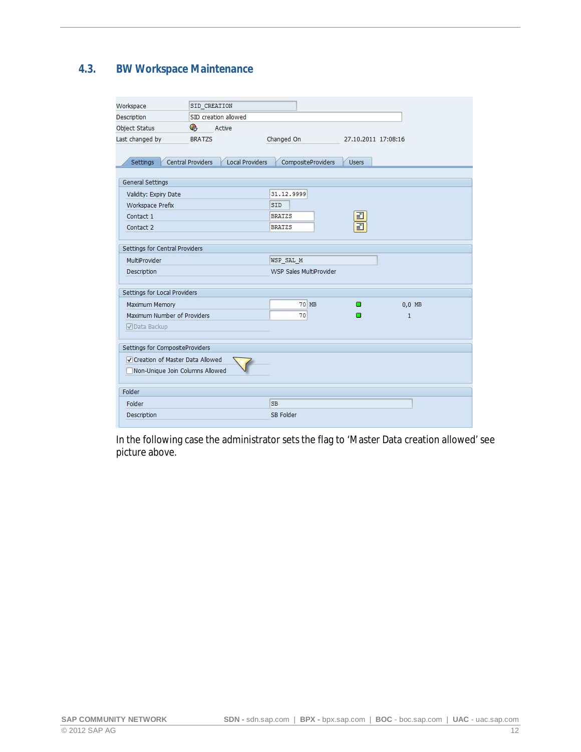## 4.3. BW Workspace Maintenance

| | | | |
|---|---|---|---|
| Workspace | SID_CREATION | | |
| Description | SID creation allowed | | |
| Object Status | Active | | |
| Last changed by | BRATZS | Changed On | 27.10.2011 17:08:16 |

Settings | Central Providers | Local Providers | CompositeProviders | Users

**General Settings**

| | |
|---|---|
| Validity: Expiry Date | 31.12.9999 |
| Workspace Prefix | SID |
| Contact 1 | BRATZS |
| Contact 2 | BRATZS |

**Settings for Central Providers**

| | |
|---|---|
| MultiProvider | WSP_SAL_M |
| Description | WSP Sales MultiProvider |

**Settings for Local Providers**

| | | |
|---|---|---|
| Maximum Memory | 70 MB | 0,0 MB |
| Maximum Number of Providers | 70 | 1 |
| ☑ Data Backup | | |

**Settings for CompositeProviders**

- ☑ Creation of Master Data Allowed
- ☐ Non-Unique Join Columns Allowed

**Folder**

| | |
|---|---|
| Folder | SB |
| Description | SB Folder |

In the following case the administrator sets the flag to 'Master Data creation allowed' see picture above.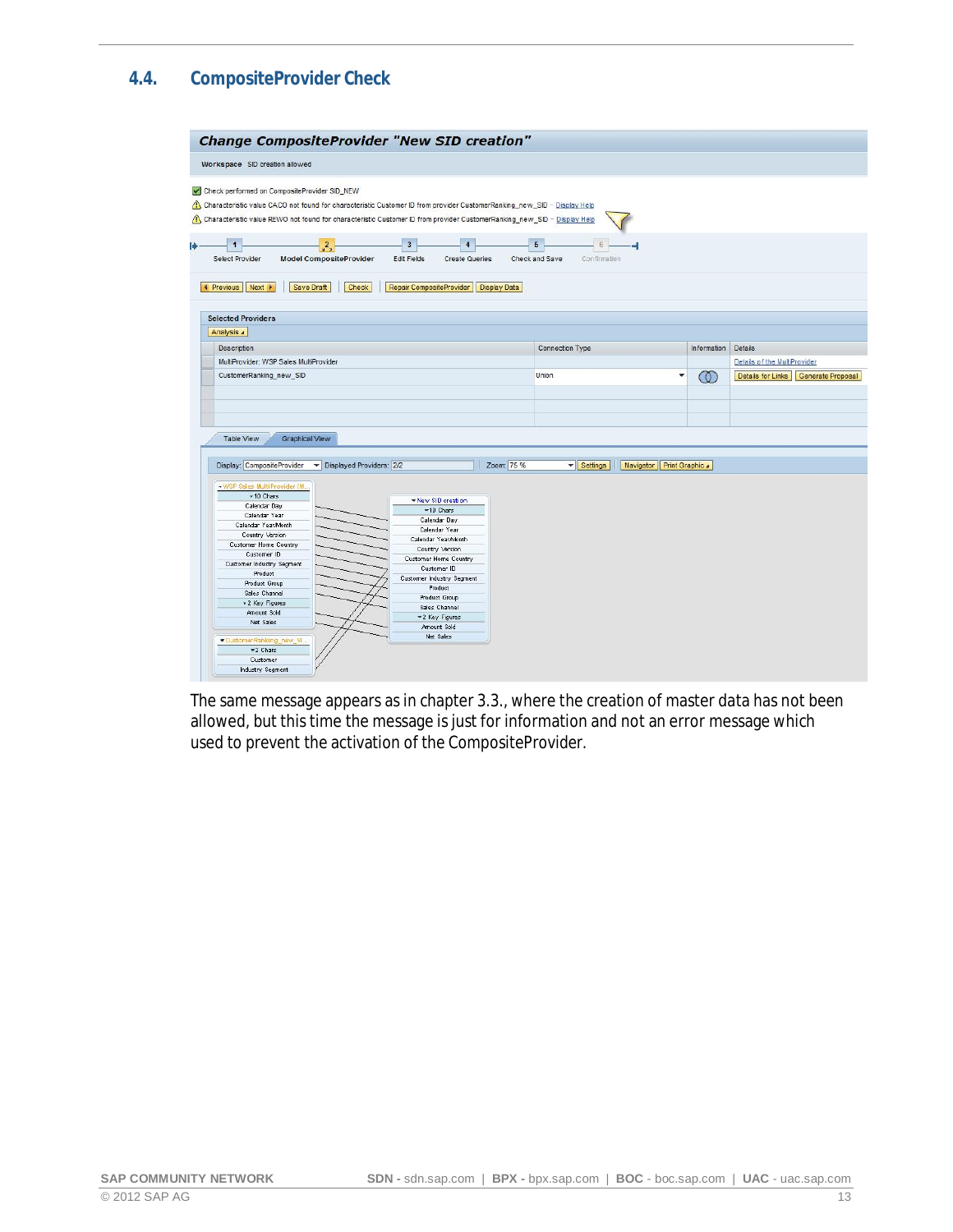## 4.4. CompositeProvider Check

The same message appears as in chapter 3.3., where the creation of master data has not been allowed, but this time the message is just for information and not an error message which used to prevent the activation of the CompositeProvider.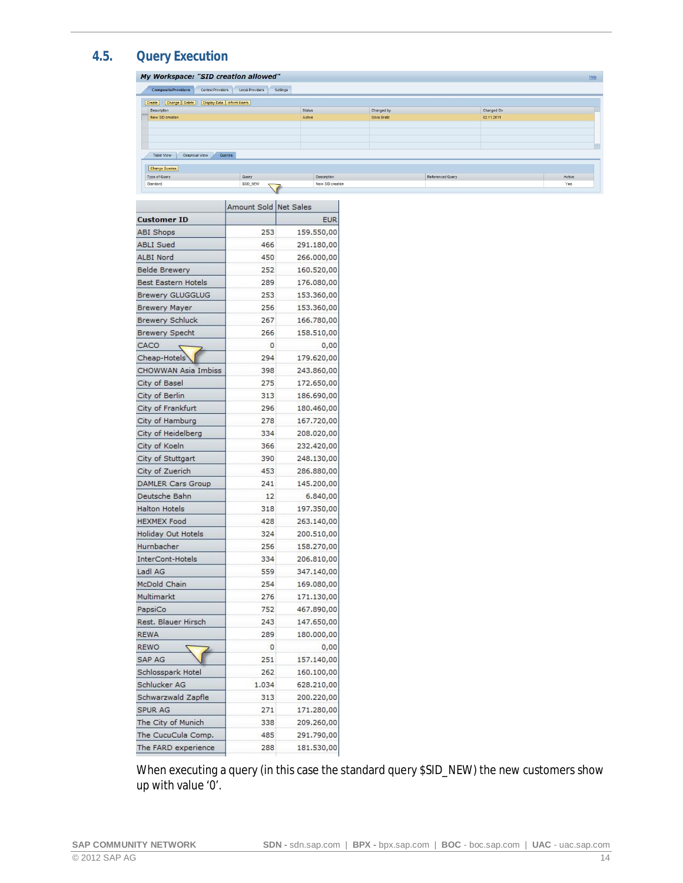## 4.5. Query Execution

My Workspace: "SID creation allowed"

| Description | Status | Changed by | Changed On |
|---|---|---|---|
| New SID creation | Active | Silvia Bratz | 02.11.2011 |

| Type of Query | Query | Description | Referenced Query | Active |
|---|---|---|---|---|
| Standard | $SID_NEW | New SID creation | | Yes |

| Customer ID | Amount Sold | Net Sales |
|---|---|---|
| | | EUR |
| ABI Shops | 253 | 159.550,00 |
| ABLI Sued | 466 | 291.180,00 |
| ALBI Nord | 450 | 266.000,00 |
| Belde Brewery | 252 | 160.520,00 |
| Best Eastern Hotels | 289 | 176.080,00 |
| Brewery GLUGGLUG | 253 | 153.360,00 |
| Brewery Mayer | 256 | 153.360,00 |
| Brewery Schluck | 267 | 166.780,00 |
| Brewery Specht | 266 | 158.510,00 |
| CACO | 0 | 0,00 |
| Cheap-Hotels | 294 | 179.620,00 |
| CHOWWAN Asia Imbiss | 398 | 243.860,00 |
| City of Basel | 275 | 172.650,00 |
| City of Berlin | 313 | 186.690,00 |
| City of Frankfurt | 296 | 180.460,00 |
| City of Hamburg | 278 | 167.720,00 |
| City of Heidelberg | 334 | 208.020,00 |
| City of Koeln | 366 | 232.420,00 |
| City of Stuttgart | 390 | 248.130,00 |
| City of Zuerich | 453 | 286.880,00 |
| DAMLER Cars Group | 241 | 145.200,00 |
| Deutsche Bahn | 12 | 6.840,00 |
| Halton Hotels | 318 | 197.350,00 |
| HEXMEX Food | 428 | 263.140,00 |
| Holiday Out Hotels | 324 | 200.510,00 |
| Hurnbacher | 256 | 158.270,00 |
| InterCont-Hotels | 334 | 206.810,00 |
| Ladl AG | 559 | 347.140,00 |
| McDold Chain | 254 | 169.080,00 |
| Multimarkt | 276 | 171.130,00 |
| PapsiCo | 752 | 467.890,00 |
| Rest. Blauer Hirsch | 243 | 147.650,00 |
| REWA | 289 | 180.000,00 |
| REWO | 0 | 0,00 |
| SAP AG | 251 | 157.140,00 |
| Schlosspark Hotel | 262 | 160.100,00 |
| Schlucker AG | 1.034 | 628.210,00 |
| Schwarzwald Zapfle | 313 | 200.220,00 |
| SPUR AG | 271 | 171.280,00 |
| The City of Munich | 338 | 209.260,00 |
| The CucuCula Comp. | 485 | 291.790,00 |
| The FARD experience | 288 | 181.530,00 |

When executing a query (in this case the standard query $SID_NEW) the new customers show up with value '0'.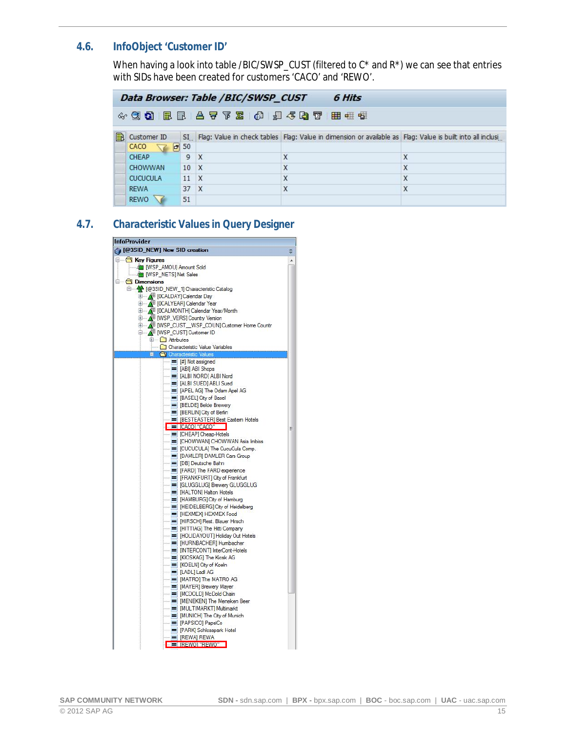## 4.6. InfoObject 'Customer ID'

When having a look into table /BIC/SWSP_CUST (filtered to C* and R*) we can see that entries with SIDs have been created for customers 'CACO' and 'REWO'.

**Data Browser: Table /BIC/SWSP_CUST 6 Hits**

| Customer ID | SI.. | Flag: Value in check tables | Flag: Value in dimension or available as | Flag: Value is built into all inclusi.. |
|---|---|---|---|---|
| CACO | 50 | | | |
| CHEAP | 9 | X | X | X |
| CHOWWAN | 10 | X | X | X |
| CUCUCULA | 11 | X | X | X |
| REWA | 37 | X | X | X |
| REWO | 51 | | | |

## 4.7. Characteristic Values in Query Designer

InfoProvider
[@3SID_NEW] New SID creation

- Key Figures
  - [WSP_AMOU] Amount Sold
  - [WSP_NETS] Net Sales
- Dimensions
  - [@3SID_NEW_1] Characteristic Catalog
    - [0CALDAY] Calendar Day
    - [0CALYEAR] Calendar Year
    - [0CALMONTH] Calendar Year/Month
    - [WSP_VERS] Country Version
    - [WSP_CUST__WSP_COUN] Customer Home Countr
    - [WSP_CUST] Customer ID
      - Attributes
      - Characteristic Value Variables
      - Characteristic Values
        - [#] Not assigned
        - [ABI] ABI Shops
        - [ALBI NORD] ALBI Nord
        - [ALBI SUED] ABLI Sued
        - [APEL AG] The Odam Apel AG
        - [BASEL] City of Basel
        - [BELDE] Belde Brewery
        - [BERLIN] City of Berlin
        - [BESTEASTER] Best Eastern Hotels
        - [CACO] "CACO"
        - [CHEAP] Cheap-Hotels
        - [CHOWWAN] CHOWWAN Asia Imbiss
        - [CUCUCULA] The CucuCula Comp.
        - [DAMLER] DAMLER Cars Group
        - [DB] Deutsche Bahn
        - [FARD] The FARD experence
        - [FRANKFURT] City of Frankfurt
        - [GLUGGLUG] Brewery GLUGGLUG
        - [HALTON] Halton Hotels
        - [HAMBURG] City of Hamburg
        - [HEIDELBERG] City of Heidelberg
        - [HEXMEX] HEXMEX Food
        - [HIRSCH] Rest. Blauer Hirsch
        - [HITTIAG] The Hitti Company
        - [HOLIDAYOUT] Holiday Out Hotels
        - [HURNBACHER] Humbacher
        - [INTERCONT] InterCont-Hotels
        - [KIOSKAG] The Kiosk AG
        - [KOELN] City of Koeln
        - [LADL] Ladl AG
        - [MATRO] The MATRO AG
        - [MAYER] Brewery Mayer
        - [MCDOLD] McDold Chain
        - [MENEKEN] The Meneken Beer
        - [MULTIMARKT] Multimarkt
        - [MUNICH] The City of Munich
        - [PAPSICO] PapsiCo
        - [PARK] Schlosspark Hotel
        - [REWA] REWA
        - [REWO] "REWO"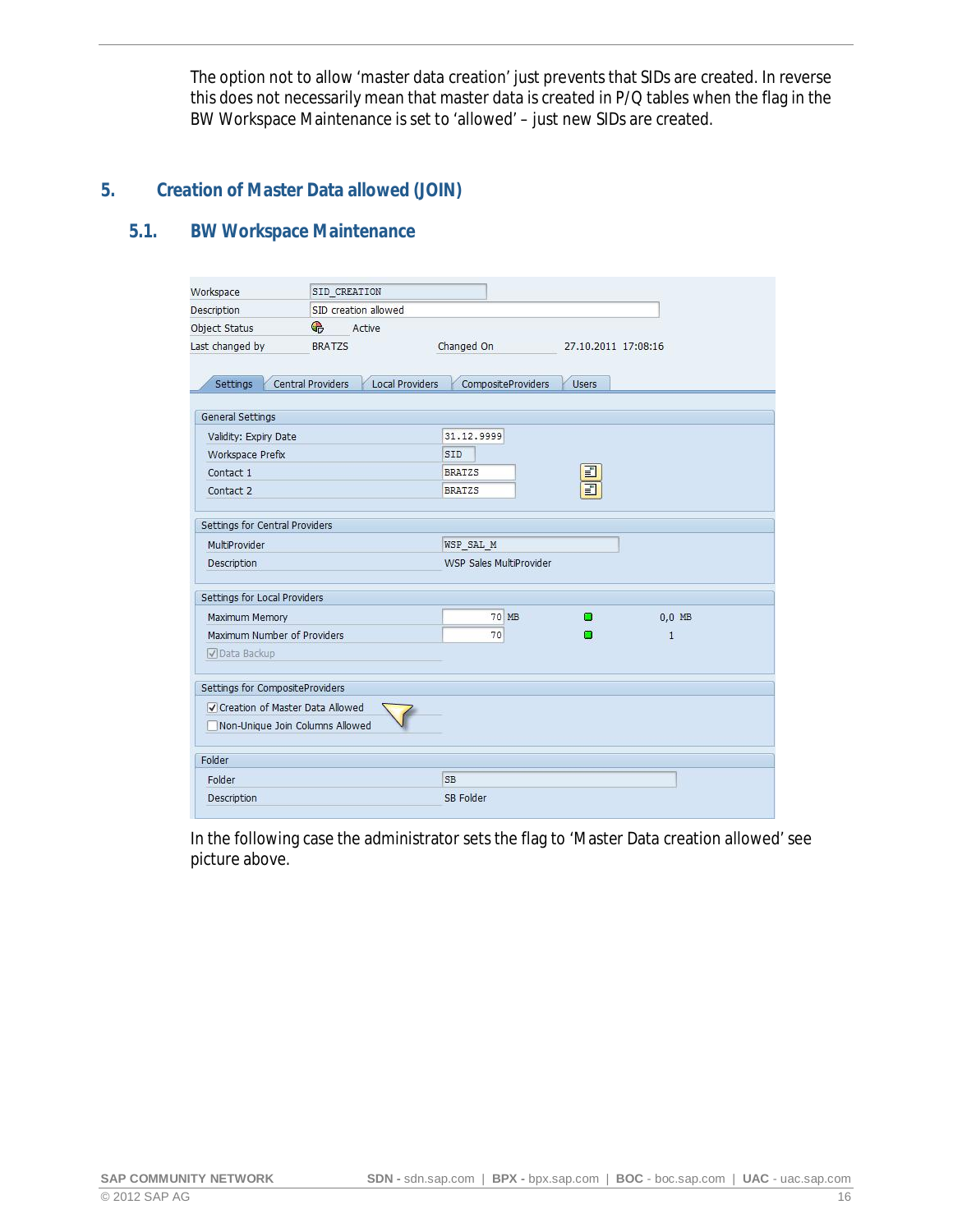The option not to allow 'master data creation' just prevents that SIDs are created. In reverse this does not necessarily mean that master data is created in P/Q tables when the flag in the BW Workspace Maintenance is set to 'allowed' – just new SIDs are created.

# 5. Creation of Master Data allowed (JOIN)

## 5.1. BW Workspace Maintenance

| | |
|---|---|
| Workspace | SID_CREATION |
| Description | SID creation allowed |
| Object Status | Active |
| Last changed by | BRATZS |
| Changed On | 27.10.2011 17:08:16 |

Tabs: Settings | Central Providers | Local Providers | CompositeProviders | Users

**General Settings**

| | |
|---|---|
| Validity: Expiry Date | 31.12.9999 |
| Workspace Prefix | SID |
| Contact 1 | BRATZS |
| Contact 2 | BRATZS |

**Settings for Central Providers**

| | |
|---|---|
| MultiProvider | WSP_SAL_M |
| Description | WSP Sales MultiProvider |

**Settings for Local Providers**

| | | |
|---|---|---|
| Maximum Memory | 70 MB | 0,0 MB |
| Maximum Number of Providers | 70 | 1 |
| ☑ Data Backup | | |

**Settings for CompositeProviders**

- ☑ Creation of Master Data Allowed
- ☐ Non-Unique Join Columns Allowed

**Folder**

| | |
|---|---|
| Folder | SB |
| Description | SB Folder |

In the following case the administrator sets the flag to 'Master Data creation allowed' see picture above.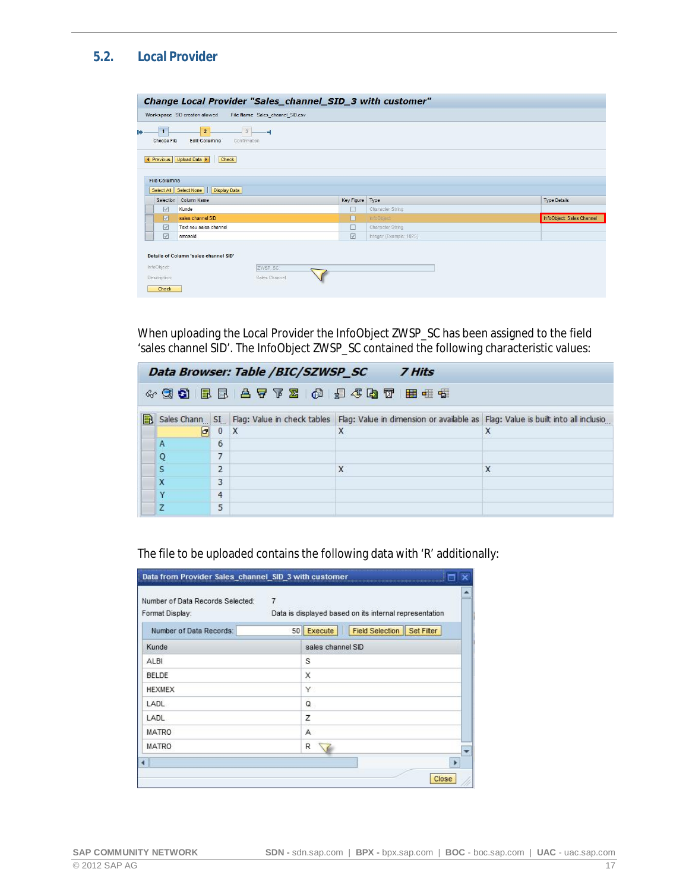## 5.2. Local Provider

**Change Local Provider "Sales_channel_SID_3 with customer"**

Workspace SID creation allowed File Name Sales_channel_SID.csv

1 Choose File — 2 Edit Columns — 3 Confirmation

Previous | Upload Data | Check

**File Columns**

Select All | Select None | Display Data

| Selection | Column Name | Key Figure | Type | Type Details |
|---|---|---|---|---|
| ☑ | Kunde | ☐ | Character String | |
| ☑ | sales channel SID | ☐ | InfoObject | InfoObject: Sales Channel |
| ☑ | Text neu sales channel | ☐ | Character String | |
| ☑ | amosold | ☑ | Integer (Example: 1025) | |

**Details of Column 'sales channel SID'**

InfoObject: ZWSP_SC

Description: Sales Channel

Check

When uploading the Local Provider the InfoObject ZWSP_SC has been assigned to the field 'sales channel SID'. The InfoObject ZWSP_SC contained the following characteristic values:

**Data Browser: Table /BIC/SZWSP_SC 7 Hits**

| Sales Chann.. | SI.. | Flag: Value in check tables | Flag: Value in dimension or available as | Flag: Value is built into all inclusio.. |
|---|---|---|---|---|
| | 0 | X | X | X |
| A | 6 | | | |
| Q | 7 | | | |
| S | 2 | | X | X |
| X | 3 | | | |
| Y | 4 | | | |
| Z | 5 | | | |

The file to be uploaded contains the following data with 'R' additionally:

**Data from Provider Sales_channel_SID_3 with customer**

Number of Data Records Selected: 7

Format Display: Data is displayed based on its internal representation

Number of Data Records: 50 | Execute | Field Selection | Set Filter

| Kunde | sales channel SID |
|---|---|
| ALBI | S |
| BELDE | X |
| HEXMEX | Y |
| LADL | Q |
| LADL | Z |
| MATRO | A |
| MATRO | R |

Close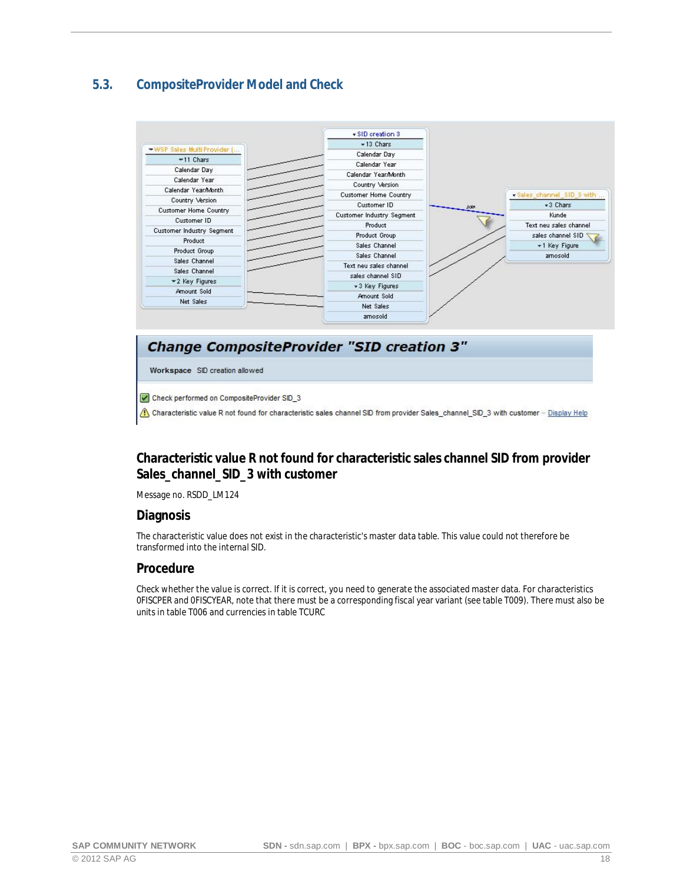## 5.3. CompositeProvider Model and Check

Characteristic value R not found for characteristic sales channel SID from provider Sales_channel_SID_3 with customer

### Characteristic value R not found for characteristic sales channel SID from provider Sales_channel_SID_3 with customer

Message no. RSDD_LM124

### Diagnosis

The characteristic value does not exist in the characteristic's master data table. This value could not therefore be transformed into the internal SID.

### Procedure

Check whether the value is correct. If it is correct, you need to generate the associated master data. For characteristics 0FISCPER and 0FISCYEAR, note that there must be a corresponding fiscal year variant (see table T009). There must also be units in table T006 and currencies in table TCURC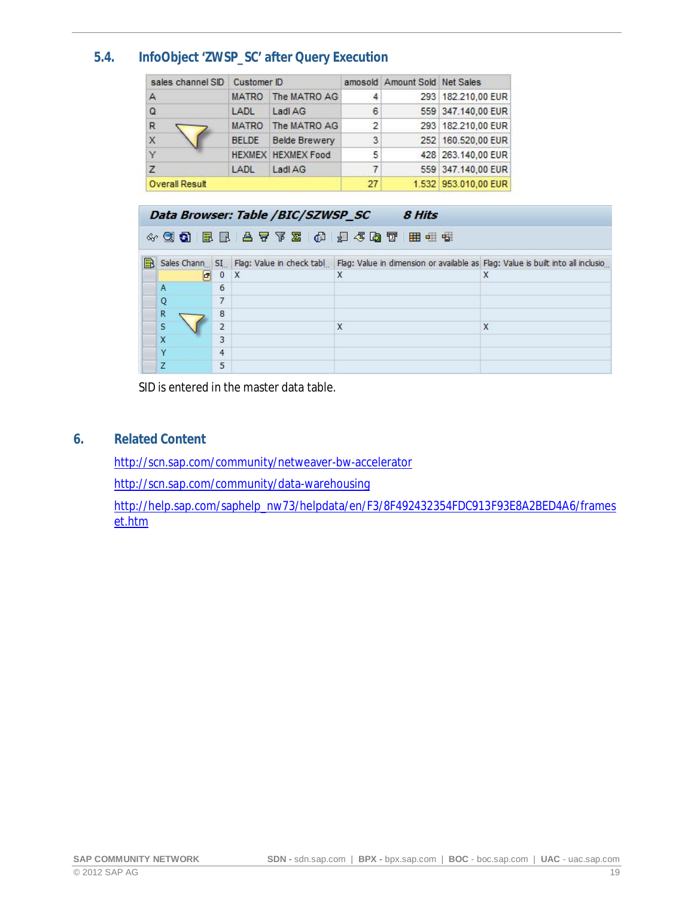### 5.4. InfoObject 'ZWSP_SC' after Query Execution

| sales channel SID | Customer ID | | amosold | Amount Sold | Net Sales |
|---|---|---|---|---|---|
| A | MATRO | The MATRO AG | 4 | 293 | 182.210,00 EUR |
| Q | LADL | Ladl AG | 6 | 559 | 347.140,00 EUR |
| R | MATRO | The MATRO AG | 2 | 293 | 182.210,00 EUR |
| X | BELDE | Belde Brewery | 3 | 252 | 160.520,00 EUR |
| Y | HEXMEX | HEXMEX Food | 5 | 428 | 263.140,00 EUR |
| Z | LADL | Ladl AG | 7 | 559 | 347.140,00 EUR |
| Overall Result | | | 27 | 1.532 | 953.010,00 EUR |

**Data Browser: Table /BIC/SZWSP_SC     8 Hits**

| Sales Chann.. | SI.. | Flag: Value in check tabl.. | Flag: Value in dimension or available as | Flag: Value is built into all inclusio.. |
|---|---|---|---|---|
| | 0 | X | X | X |
| A | 6 | | | |
| Q | 7 | | | |
| R | 8 | | | |
| S | 2 | | X | X |
| X | 3 | | | |
| Y | 4 | | | |
| Z | 5 | | | |

SID is entered in the master data table.

## 6. Related Content

http://scn.sap.com/community/netweaver-bw-accelerator

http://scn.sap.com/community/data-warehousing

http://help.sap.com/saphelp_nw73/helpdata/en/F3/8F492432354FDC913F93E8A2BED4A6/frameset.htm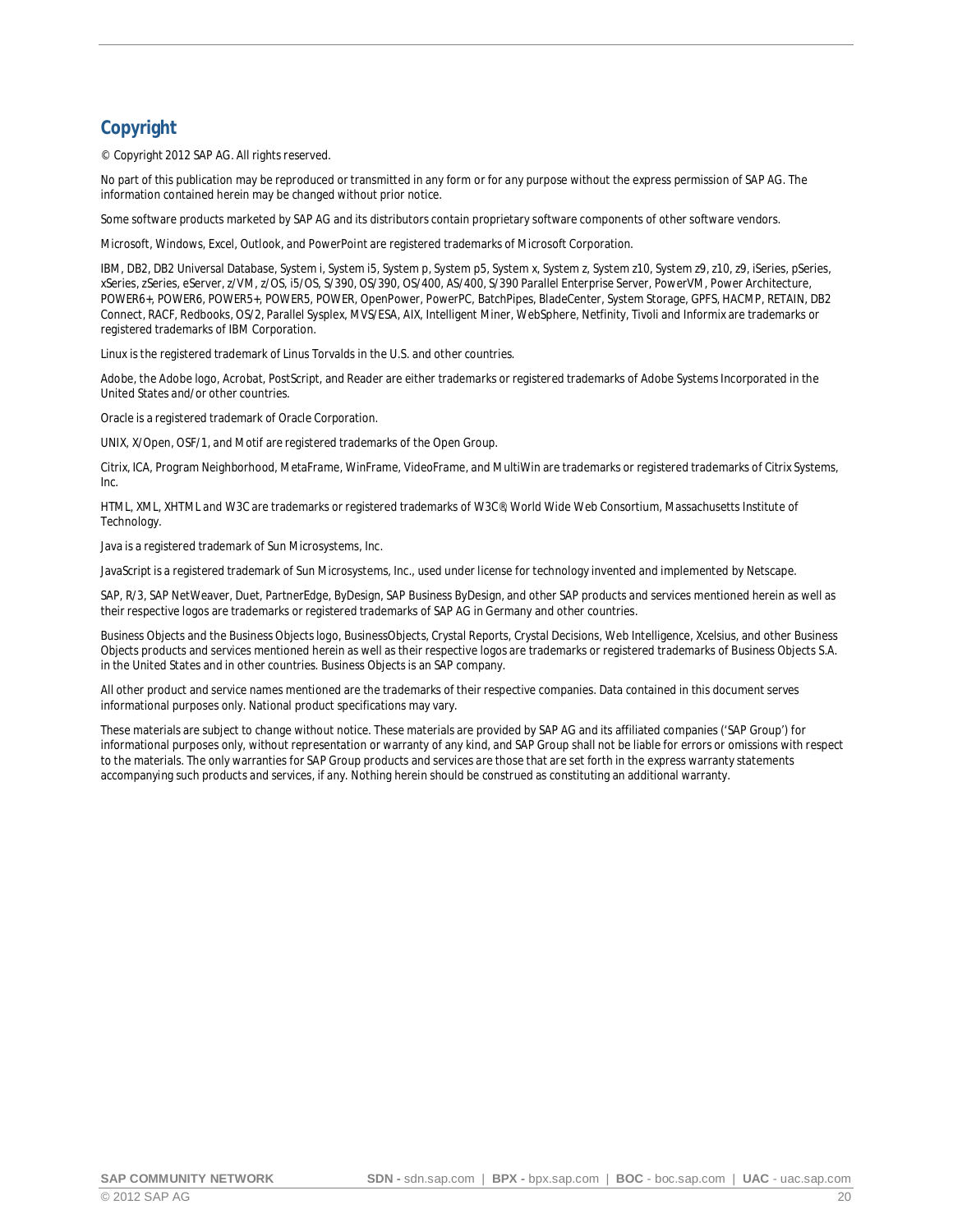# Copyright

© Copyright 2012 SAP AG. All rights reserved.

No part of this publication may be reproduced or transmitted in any form or for any purpose without the express permission of SAP AG. The information contained herein may be changed without prior notice.

Some software products marketed by SAP AG and its distributors contain proprietary software components of other software vendors.

Microsoft, Windows, Excel, Outlook, and PowerPoint are registered trademarks of Microsoft Corporation.

IBM, DB2, DB2 Universal Database, System i, System i5, System p, System p5, System x, System z, System z10, System z9, z10, z9, iSeries, pSeries, xSeries, zSeries, eServer, z/VM, z/OS, i5/OS, S/390, OS/390, OS/400, AS/400, S/390 Parallel Enterprise Server, PowerVM, Power Architecture, POWER6+, POWER6, POWER5+, POWER5, POWER, OpenPower, PowerPC, BatchPipes, BladeCenter, System Storage, GPFS, HACMP, RETAIN, DB2 Connect, RACF, Redbooks, OS/2, Parallel Sysplex, MVS/ESA, AIX, Intelligent Miner, WebSphere, Netfinity, Tivoli and Informix are trademarks or registered trademarks of IBM Corporation.

Linux is the registered trademark of Linus Torvalds in the U.S. and other countries.

Adobe, the Adobe logo, Acrobat, PostScript, and Reader are either trademarks or registered trademarks of Adobe Systems Incorporated in the United States and/or other countries.

Oracle is a registered trademark of Oracle Corporation.

UNIX, X/Open, OSF/1, and Motif are registered trademarks of the Open Group.

Citrix, ICA, Program Neighborhood, MetaFrame, WinFrame, VideoFrame, and MultiWin are trademarks or registered trademarks of Citrix Systems, Inc.

HTML, XML, XHTML and W3C are trademarks or registered trademarks of W3C®, World Wide Web Consortium, Massachusetts Institute of Technology.

Java is a registered trademark of Sun Microsystems, Inc.

JavaScript is a registered trademark of Sun Microsystems, Inc., used under license for technology invented and implemented by Netscape.

SAP, R/3, SAP NetWeaver, Duet, PartnerEdge, ByDesign, SAP Business ByDesign, and other SAP products and services mentioned herein as well as their respective logos are trademarks or registered trademarks of SAP AG in Germany and other countries.

Business Objects and the Business Objects logo, BusinessObjects, Crystal Reports, Crystal Decisions, Web Intelligence, Xcelsius, and other Business Objects products and services mentioned herein as well as their respective logos are trademarks or registered trademarks of Business Objects S.A. in the United States and in other countries. Business Objects is an SAP company.

All other product and service names mentioned are the trademarks of their respective companies. Data contained in this document serves informational purposes only. National product specifications may vary.

These materials are subject to change without notice. These materials are provided by SAP AG and its affiliated companies ('SAP Group') for informational purposes only, without representation or warranty of any kind, and SAP Group shall not be liable for errors or omissions with respect to the materials. The only warranties for SAP Group products and services are those that are set forth in the express warranty statements accompanying such products and services, if any. Nothing herein should be construed as constituting an additional warranty.